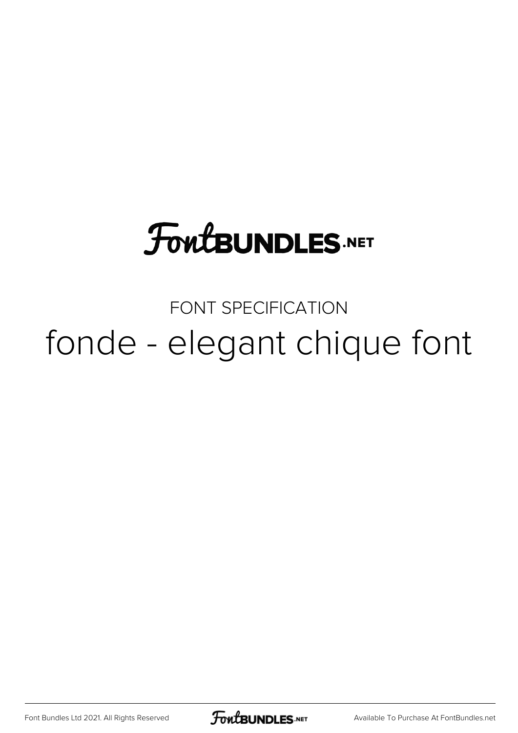FontBUNDLES.NET

FONT SPECIFICATION

# fonde - elegant chique font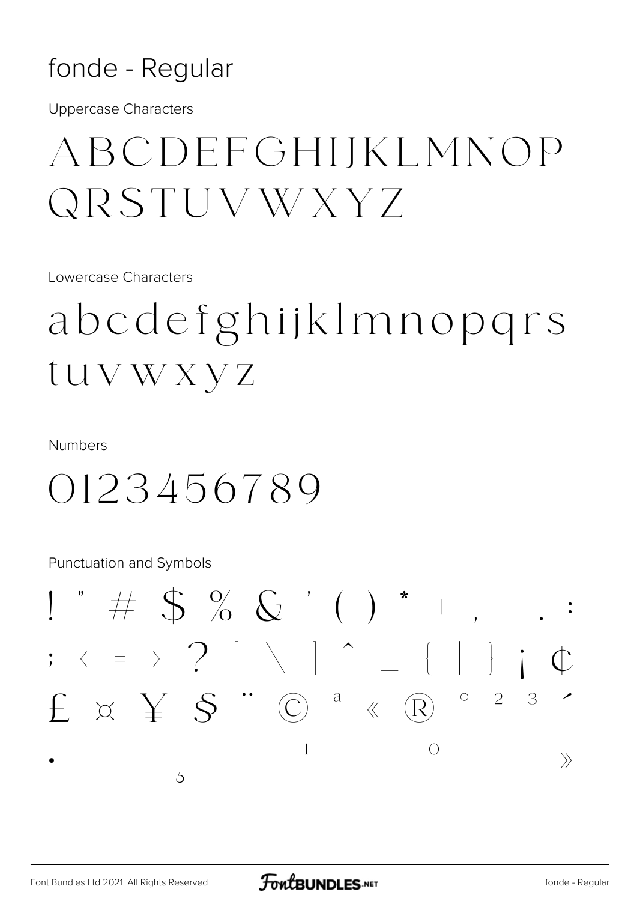# fonde - Regular

Uppercase Characters

ABCDEFGHIJKLMNOP
QRSTUVWXYZ

Lowercase Characters

abcdefghijklmnopqrs
tuvwxyz

Numbers

0123456789

Punctuation and Symbols

! " # $ % & ' ( ) * + , - . :
; < = > ? [ \ ] ^ _ { | } ¡ ¢
£ ¤ ¥ § ¨ © ª « ® ° ² ³ ´
· ¹ º »
¸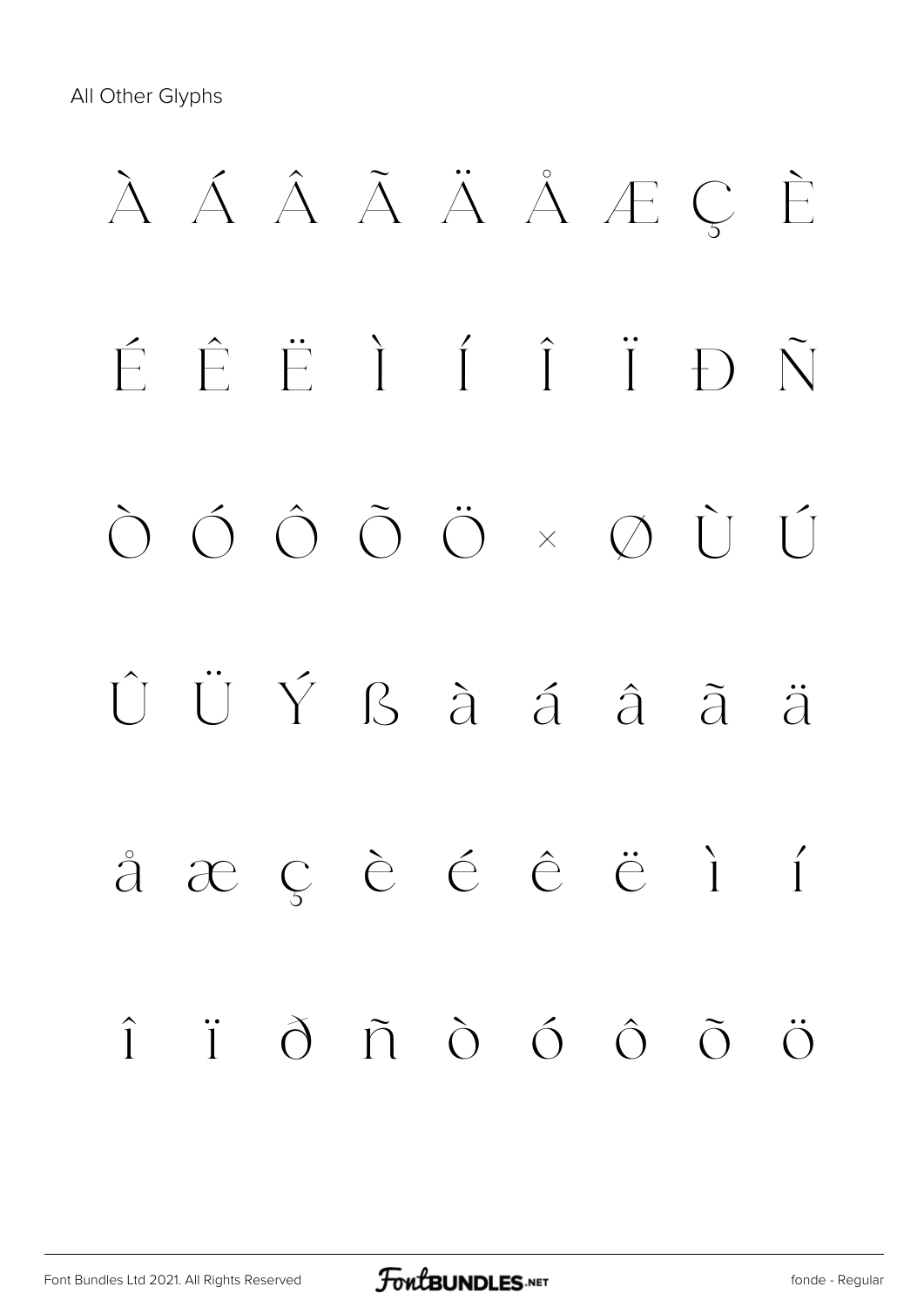All Other Glyphs

À Á Â Ã Ä Å Æ Ç È

É Ê Ë Ì Í Î Ï Ð Ñ

Ò Ó Ô Õ Ö × Ø Ù Ú

Û Ü Ý ß à á â ã ä

å æ ç è é ê ë ì í

î ï ð ñ ò ó ô õ ö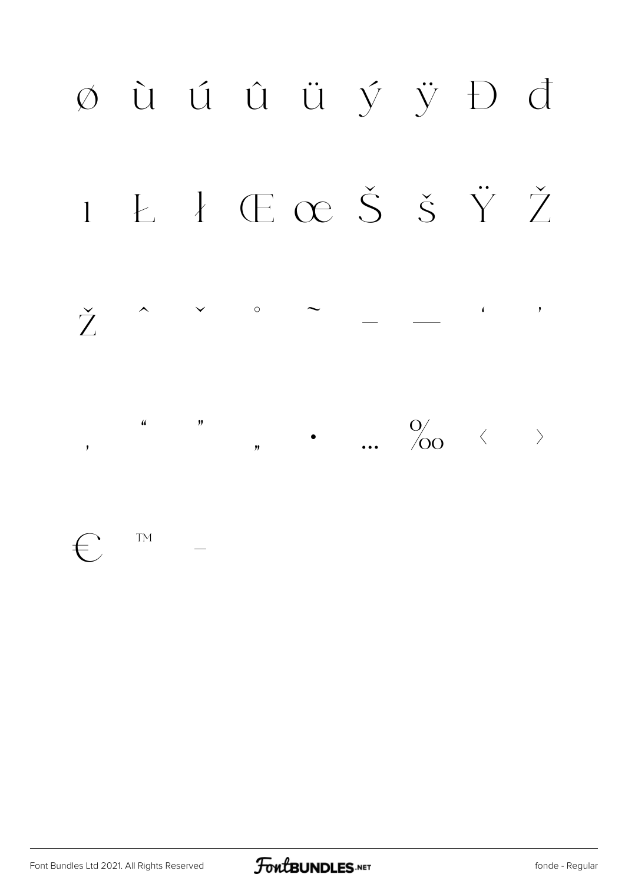ø ù ú û ü ý ÿ Đ đ

ı Ł ł Œ œ Š š Ÿ Ž

ž ˆ ˇ ˚ ˜ – — ‘ ’

‚ “ ” „ • … ‰ ‹ ›

€ ™ −